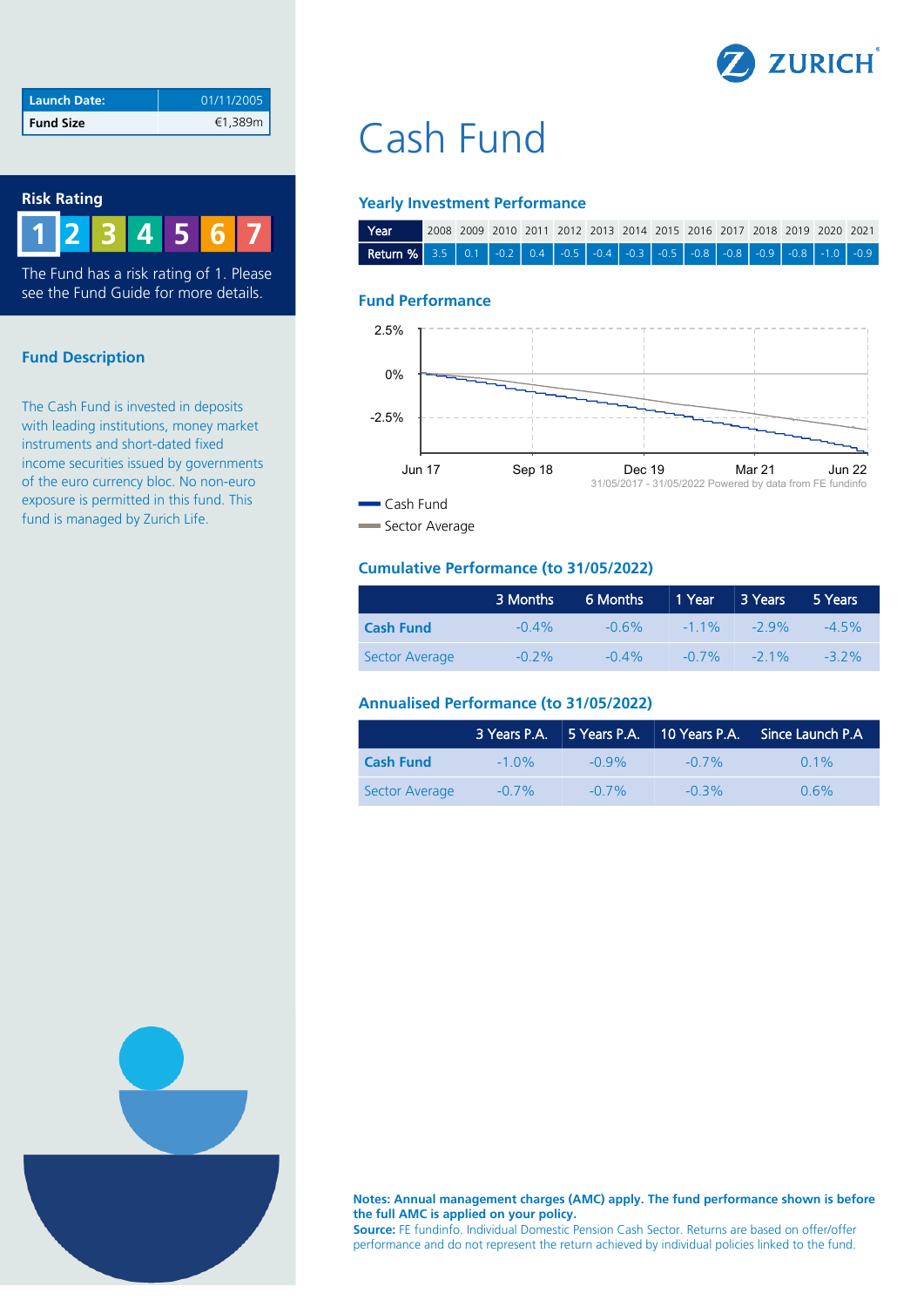| Launch Date: | 01/11/2005 |
| --- | --- |
| Fund Size | €1,389m |

## Risk Rating

1 2 3 4 5 6 7

The Fund has a risk rating of 1. Please see the Fund Guide for more details.

## Fund Description

The Cash Fund is invested in deposits with leading institutions, money market instruments and short-dated fixed income securities issued by governments of the euro currency bloc. No non-euro exposure is permitted in this fund. This fund is managed by Zurich Life.

# Cash Fund

### Yearly Investment Performance

| Year | 2008 | 2009 | 2010 | 2011 | 2012 | 2013 | 2014 | 2015 | 2016 | 2017 | 2018 | 2019 | 2020 | 2021 |
| --- | --- | --- | --- | --- | --- | --- | --- | --- | --- | --- | --- | --- | --- | --- |
| Return % | 3.5 | 0.1 | -0.2 | 0.4 | -0.5 | -0.4 | -0.3 | -0.5 | -0.8 | -0.8 | -0.9 | -0.8 | -1.0 | -0.9 |

### Fund Performance

31/05/2017 - 31/05/2022 Powered by data from FE fundinfo

Cash Fund
Sector Average

### Cumulative Performance (to 31/05/2022)

| | 3 Months | 6 Months | 1 Year | 3 Years | 5 Years |
| --- | --- | --- | --- | --- | --- |
| **Cash Fund** | -0.4% | -0.6% | -1.1% | -2.9% | -4.5% |
| Sector Average | -0.2% | -0.4% | -0.7% | -2.1% | -3.2% |

### Annualised Performance (to 31/05/2022)

| | 3 Years P.A. | 5 Years P.A. | 10 Years P.A. | Since Launch P.A |
| --- | --- | --- | --- | --- |
| **Cash Fund** | -1.0% | -0.9% | -0.7% | 0.1% |
| Sector Average | -0.7% | -0.7% | -0.3% | 0.6% |

**Notes: Annual management charges (AMC) apply. The fund performance shown is before the full AMC is applied on your policy.**
**Source:** FE fundinfo. Individual Domestic Pension Cash Sector. Returns are based on offer/offer performance and do not represent the return achieved by individual policies linked to the fund.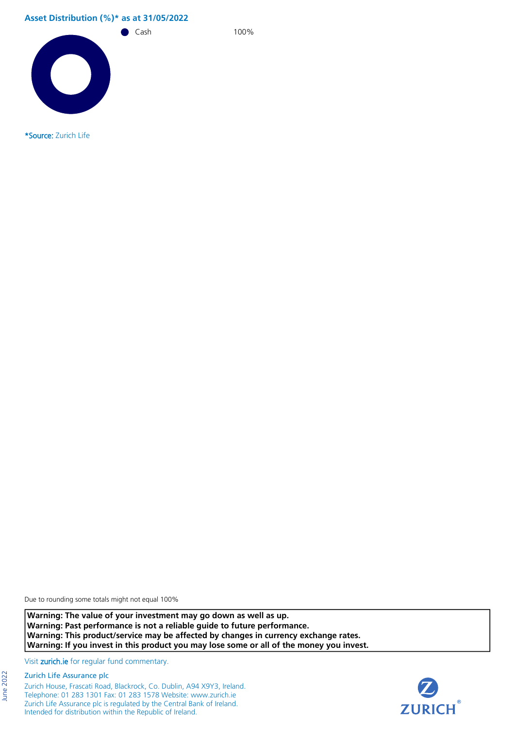**Asset Distribution (%)* as at 31/05/2022**

Cash 100%

*Source: Zurich Life

Due to rounding some totals might not equal 100%

**Warning: The value of your investment may go down as well as up.**
**Warning: Past performance is not a reliable guide to future performance.**
**Warning: This product/service may be affected by changes in currency exchange rates.**
**Warning: If you invest in this product you may lose some or all of the money you invest.**

Visit zurich.ie for regular fund commentary.

Zurich Life Assurance plc

Zurich House, Frascati Road, Blackrock, Co. Dublin, A94 X9Y3, Ireland.
Telephone: 01 283 1301 Fax: 01 283 1578 Website: www.zurich.ie
Zurich Life Assurance plc is regulated by the Central Bank of Ireland.
Intended for distribution within the Republic of Ireland.

June 2022

ZURICH®